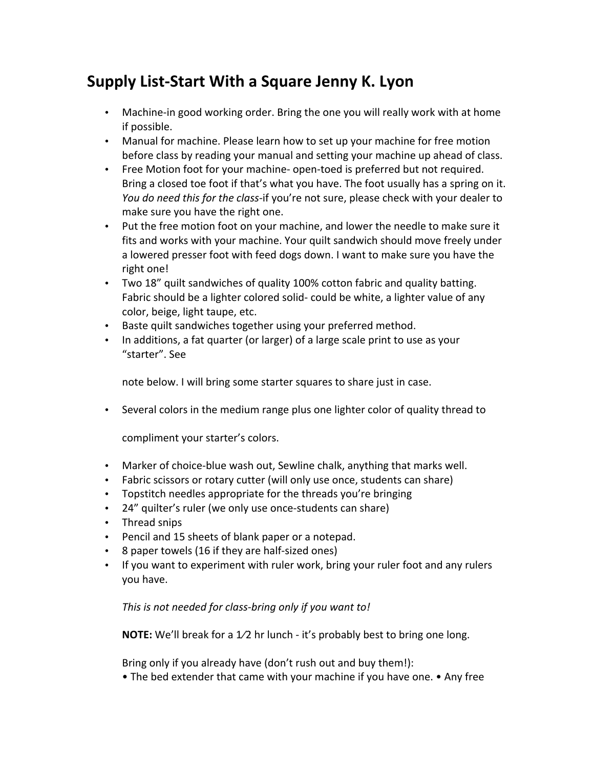## Supply List-Start With a Square Jenny K. Lyon

- Machine-in good working order. Bring the one you will really work with at home if possible.
- Manual for machine. Please learn how to set up your machine for free motion before class by reading your manual and setting your machine up ahead of class.
- Free Motion foot for your machine- open-toed is preferred but not required. Bring a closed toe foot if that's what you have. The foot usually has a spring on it. *You do need this for the class*-if you're not sure, please check with your dealer to make sure you have the right one.
- Put the free motion foot on your machine, and lower the needle to make sure it fits and works with your machine. Your quilt sandwich should move freely under a lowered presser foot with feed dogs down. I want to make sure you have the right one!
- Two 18" quilt sandwiches of quality 100% cotton fabric and quality batting. Fabric should be a lighter colored solid- could be white, a lighter value of any color, beige, light taupe, etc.
- Baste quilt sandwiches together using your preferred method.
- In additions, a fat quarter (or larger) of a large scale print to use as your "starter". See

  note below. I will bring some starter squares to share just in case.

- Several colors in the medium range plus one lighter color of quality thread to

  compliment your starter's colors.

- Marker of choice-blue wash out, Sewline chalk, anything that marks well.
- Fabric scissors or rotary cutter (will only use once, students can share)
- Topstitch needles appropriate for the threads you're bringing
- 24" quilter's ruler (we only use once-students can share)
- Thread snips
- Pencil and 15 sheets of blank paper or a notepad.
- 8 paper towels (16 if they are half-sized ones)
- If you want to experiment with ruler work, bring your ruler foot and any rulers you have.

  *This is not needed for class-bring only if you want to!*

  **NOTE:** We'll break for a 1⁄2 hr lunch - it's probably best to bring one long.

  Bring only if you already have (don't rush out and buy them!):
  • The bed extender that came with your machine if you have one. • Any free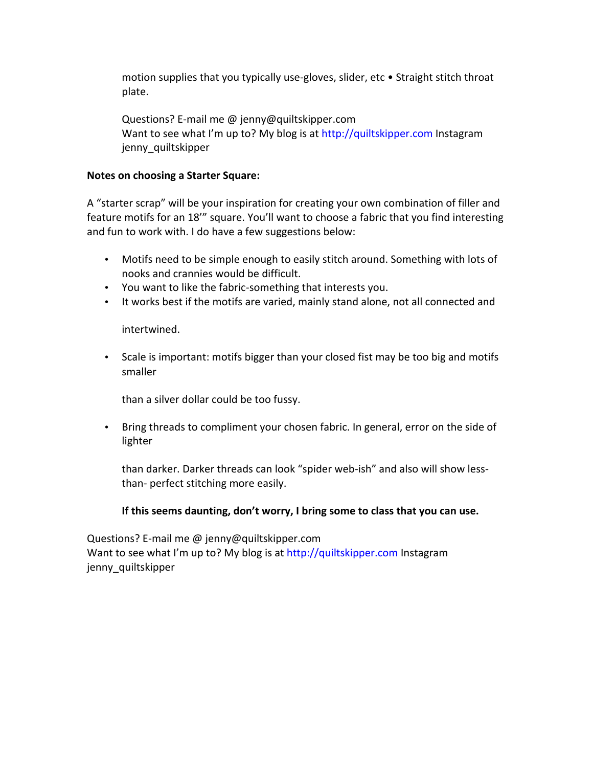motion supplies that you typically use-gloves, slider, etc • Straight stitch throat plate.

Questions? E-mail me @ jenny@quiltskipper.com
Want to see what I'm up to? My blog is at http://quiltskipper.com Instagram jenny_quiltskipper

**Notes on choosing a Starter Square:**

A "starter scrap" will be your inspiration for creating your own combination of filler and feature motifs for an 18'" square. You'll want to choose a fabric that you find interesting and fun to work with. I do have a few suggestions below:

- Motifs need to be simple enough to easily stitch around. Something with lots of nooks and crannies would be difficult.
- You want to like the fabric-something that interests you.
- It works best if the motifs are varied, mainly stand alone, not all connected and intertwined.
- Scale is important: motifs bigger than your closed fist may be too big and motifs smaller than a silver dollar could be too fussy.
- Bring threads to compliment your chosen fabric. In general, error on the side of lighter than darker. Darker threads can look "spider web-ish" and also will show less-than- perfect stitching more easily.

**If this seems daunting, don't worry, I bring some to class that you can use.**

Questions? E-mail me @ jenny@quiltskipper.com
Want to see what I'm up to? My blog is at http://quiltskipper.com Instagram jenny_quiltskipper